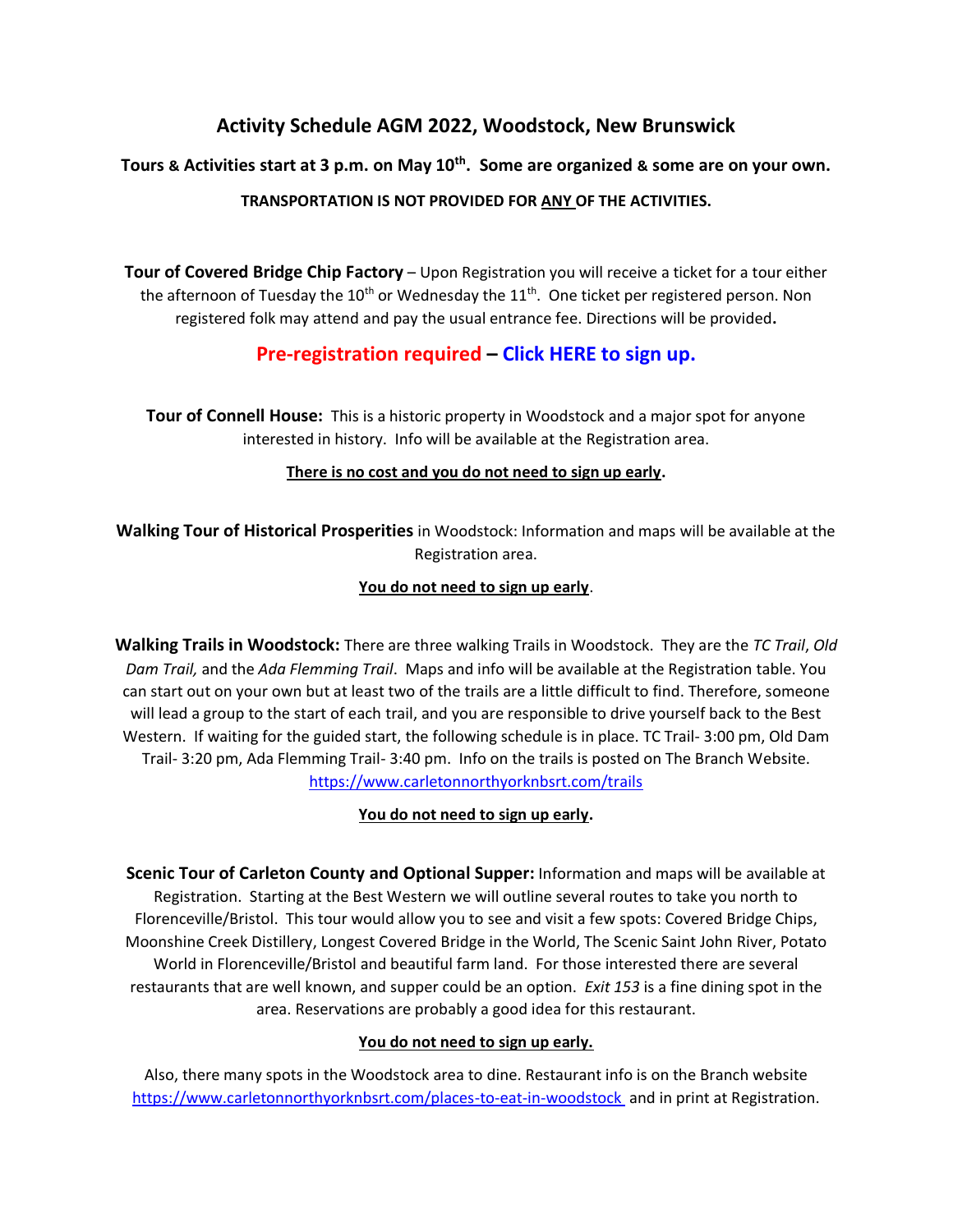# Activity Schedule AGM 2022, Woodstock, New Brunswick

**Tours & Activities start at 3 p.m. on May 10th. Some are organized & some are on your own.**

**TRANSPORTATION IS NOT PROVIDED FOR ANY OF THE ACTIVITIES.**

**Tour of Covered Bridge Chip Factory** – Upon Registration you will receive a ticket for a tour either the afternoon of Tuesday the 10th or Wednesday the 11th. One ticket per registered person. Non registered folk may attend and pay the usual entrance fee. Directions will be provided**.**

**Pre-registration required – Click HERE to sign up.**

**Tour of Connell House:** This is a historic property in Woodstock and a major spot for anyone interested in history. Info will be available at the Registration area.

**There is no cost and you do not need to sign up early.**

**Walking Tour of Historical Prosperities** in Woodstock: Information and maps will be available at the Registration area.

**You do not need to sign up early**.

**Walking Trails in Woodstock:** There are three walking Trails in Woodstock. They are the *TC Trail*, *Old Dam Trail,* and the *Ada Flemming Trail*. Maps and info will be available at the Registration table. You can start out on your own but at least two of the trails are a little difficult to find. Therefore, someone will lead a group to the start of each trail, and you are responsible to drive yourself back to the Best Western. If waiting for the guided start, the following schedule is in place. TC Trail- 3:00 pm, Old Dam Trail- 3:20 pm, Ada Flemming Trail- 3:40 pm. Info on the trails is posted on The Branch Website. https://www.carletonnorthyorknbsrt.com/trails

**You do not need to sign up early.**

**Scenic Tour of Carleton County and Optional Supper:** Information and maps will be available at Registration. Starting at the Best Western we will outline several routes to take you north to Florenceville/Bristol. This tour would allow you to see and visit a few spots: Covered Bridge Chips, Moonshine Creek Distillery, Longest Covered Bridge in the World, The Scenic Saint John River, Potato World in Florenceville/Bristol and beautiful farm land. For those interested there are several restaurants that are well known, and supper could be an option. *Exit 153* is a fine dining spot in the area. Reservations are probably a good idea for this restaurant.

**You do not need to sign up early.**

Also, there many spots in the Woodstock area to dine. Restaurant info is on the Branch website https://www.carletonnorthyorknbsrt.com/places-to-eat-in-woodstock and in print at Registration.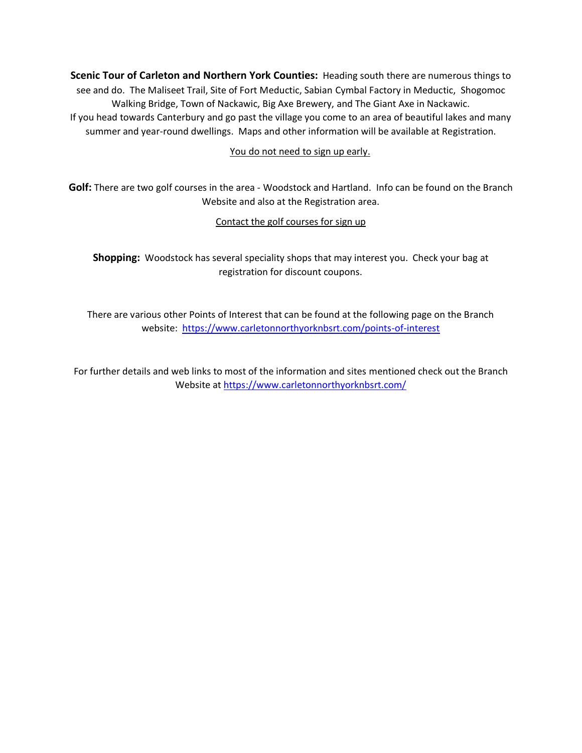**Scenic Tour of Carleton and Northern York Counties:** Heading south there are numerous things to see and do. The Maliseet Trail, Site of Fort Meductic, Sabian Cymbal Factory in Meductic, Shogomoc Walking Bridge, Town of Nackawic, Big Axe Brewery, and The Giant Axe in Nackawic. If you head towards Canterbury and go past the village you come to an area of beautiful lakes and many summer and year-round dwellings. Maps and other information will be available at Registration.

<u>You do not need to sign up early.</u>

**Golf:** There are two golf courses in the area - Woodstock and Hartland. Info can be found on the Branch Website and also at the Registration area.

<u>Contact the golf courses for sign up</u>

**Shopping:** Woodstock has several speciality shops that may interest you. Check your bag at registration for discount coupons.

There are various other Points of Interest that can be found at the following page on the Branch website: https://www.carletonnorthyorknbsrt.com/points-of-interest

For further details and web links to most of the information and sites mentioned check out the Branch Website at https://www.carletonnorthyorknbsrt.com/